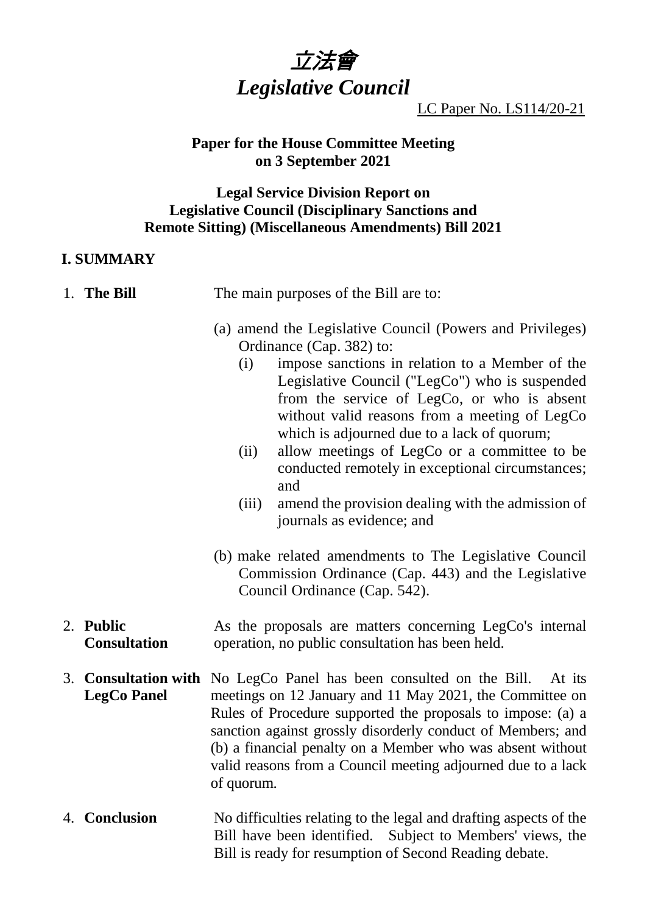# *立法會*
# *Legislative Council*

LC Paper No. LS114/20-21

**Paper for the House Committee Meeting on 3 September 2021**

**Legal Service Division Report on Legislative Council (Disciplinary Sanctions and Remote Sitting) (Miscellaneous Amendments) Bill 2021**

## I. SUMMARY

1. **The Bill**

   The main purposes of the Bill are to:

   (a) amend the Legislative Council (Powers and Privileges) Ordinance (Cap. 382) to:
      (i) impose sanctions in relation to a Member of the Legislative Council ("LegCo") who is suspended from the service of LegCo, or who is absent without valid reasons from a meeting of LegCo which is adjourned due to a lack of quorum;
      (ii) allow meetings of LegCo or a committee to be conducted remotely in exceptional circumstances; and
      (iii) amend the provision dealing with the admission of journals as evidence; and

   (b) make related amendments to The Legislative Council Commission Ordinance (Cap. 443) and the Legislative Council Ordinance (Cap. 542).

2. **Public Consultation**

   As the proposals are matters concerning LegCo's internal operation, no public consultation has been held.

3. **Consultation with LegCo Panel**

   No LegCo Panel has been consulted on the Bill. At its meetings on 12 January and 11 May 2021, the Committee on Rules of Procedure supported the proposals to impose: (a) a sanction against grossly disorderly conduct of Members; and (b) a financial penalty on a Member who was absent without valid reasons from a Council meeting adjourned due to a lack of quorum.

4. **Conclusion**

   No difficulties relating to the legal and drafting aspects of the Bill have been identified. Subject to Members' views, the Bill is ready for resumption of Second Reading debate.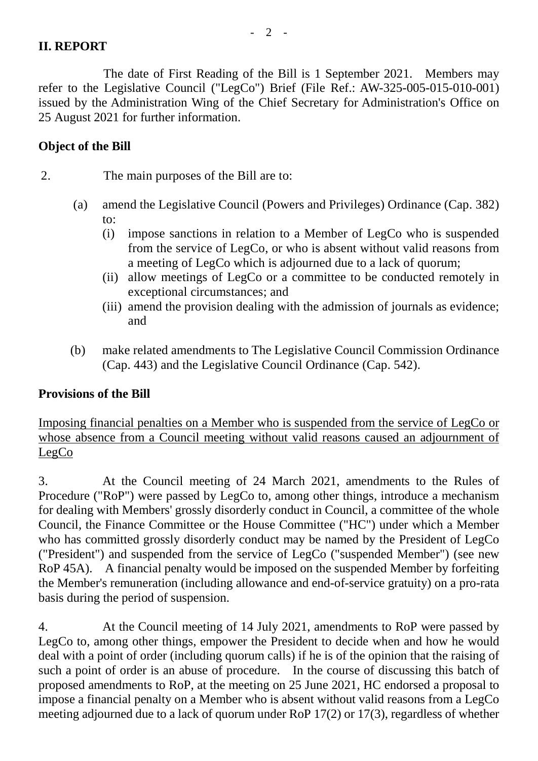## II. REPORT

The date of First Reading of the Bill is 1 September 2021. Members may refer to the Legislative Council ("LegCo") Brief (File Ref.: AW-325-005-015-010-001) issued by the Administration Wing of the Chief Secretary for Administration's Office on 25 August 2021 for further information.

### Object of the Bill

2. The main purposes of the Bill are to:

(a) amend the Legislative Council (Powers and Privileges) Ordinance (Cap. 382) to:
   (i) impose sanctions in relation to a Member of LegCo who is suspended from the service of LegCo, or who is absent without valid reasons from a meeting of LegCo which is adjourned due to a lack of quorum;
   (ii) allow meetings of LegCo or a committee to be conducted remotely in exceptional circumstances; and
   (iii) amend the provision dealing with the admission of journals as evidence; and

(b) make related amendments to The Legislative Council Commission Ordinance (Cap. 443) and the Legislative Council Ordinance (Cap. 542).

### Provisions of the Bill

<u>Imposing financial penalties on a Member who is suspended from the service of LegCo or whose absence from a Council meeting without valid reasons caused an adjournment of LegCo</u>

3. At the Council meeting of 24 March 2021, amendments to the Rules of Procedure ("RoP") were passed by LegCo to, among other things, introduce a mechanism for dealing with Members' grossly disorderly conduct in Council, a committee of the whole Council, the Finance Committee or the House Committee ("HC") under which a Member who has committed grossly disorderly conduct may be named by the President of LegCo ("President") and suspended from the service of LegCo ("suspended Member") (see new RoP 45A). A financial penalty would be imposed on the suspended Member by forfeiting the Member's remuneration (including allowance and end-of-service gratuity) on a pro-rata basis during the period of suspension.

4. At the Council meeting of 14 July 2021, amendments to RoP were passed by LegCo to, among other things, empower the President to decide when and how he would deal with a point of order (including quorum calls) if he is of the opinion that the raising of such a point of order is an abuse of procedure. In the course of discussing this batch of proposed amendments to RoP, at the meeting on 25 June 2021, HC endorsed a proposal to impose a financial penalty on a Member who is absent without valid reasons from a LegCo meeting adjourned due to a lack of quorum under RoP 17(2) or 17(3), regardless of whether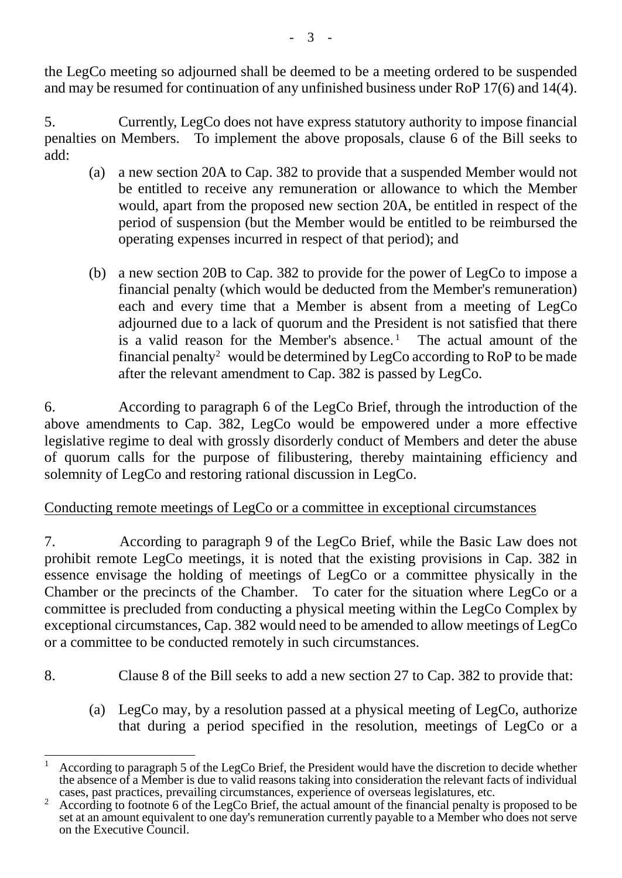the LegCo meeting so adjourned shall be deemed to be a meeting ordered to be suspended and may be resumed for continuation of any unfinished business under RoP 17(6) and 14(4).

5. Currently, LegCo does not have express statutory authority to impose financial penalties on Members. To implement the above proposals, clause 6 of the Bill seeks to add:

(a) a new section 20A to Cap. 382 to provide that a suspended Member would not be entitled to receive any remuneration or allowance to which the Member would, apart from the proposed new section 20A, be entitled in respect of the period of suspension (but the Member would be entitled to be reimbursed the operating expenses incurred in respect of that period); and

(b) a new section 20B to Cap. 382 to provide for the power of LegCo to impose a financial penalty (which would be deducted from the Member's remuneration) each and every time that a Member is absent from a meeting of LegCo adjourned due to a lack of quorum and the President is not satisfied that there is a valid reason for the Member's absence.[1] The actual amount of the financial penalty[2] would be determined by LegCo according to RoP to be made after the relevant amendment to Cap. 382 is passed by LegCo.

6. According to paragraph 6 of the LegCo Brief, through the introduction of the above amendments to Cap. 382, LegCo would be empowered under a more effective legislative regime to deal with grossly disorderly conduct of Members and deter the abuse of quorum calls for the purpose of filibustering, thereby maintaining efficiency and solemnity of LegCo and restoring rational discussion in LegCo.

<u>Conducting remote meetings of LegCo or a committee in exceptional circumstances</u>

7. According to paragraph 9 of the LegCo Brief, while the Basic Law does not prohibit remote LegCo meetings, it is noted that the existing provisions in Cap. 382 in essence envisage the holding of meetings of LegCo or a committee physically in the Chamber or the precincts of the Chamber. To cater for the situation where LegCo or a committee is precluded from conducting a physical meeting within the LegCo Complex by exceptional circumstances, Cap. 382 would need to be amended to allow meetings of LegCo or a committee to be conducted remotely in such circumstances.

8. Clause 8 of the Bill seeks to add a new section 27 to Cap. 382 to provide that:

(a) LegCo may, by a resolution passed at a physical meeting of LegCo, authorize that during a period specified in the resolution, meetings of LegCo or a

---

[1] According to paragraph 5 of the LegCo Brief, the President would have the discretion to decide whether the absence of a Member is due to valid reasons taking into consideration the relevant facts of individual cases, past practices, prevailing circumstances, experience of overseas legislatures, etc.

[2] According to footnote 6 of the LegCo Brief, the actual amount of the financial penalty is proposed to be set at an amount equivalent to one day's remuneration currently payable to a Member who does not serve on the Executive Council.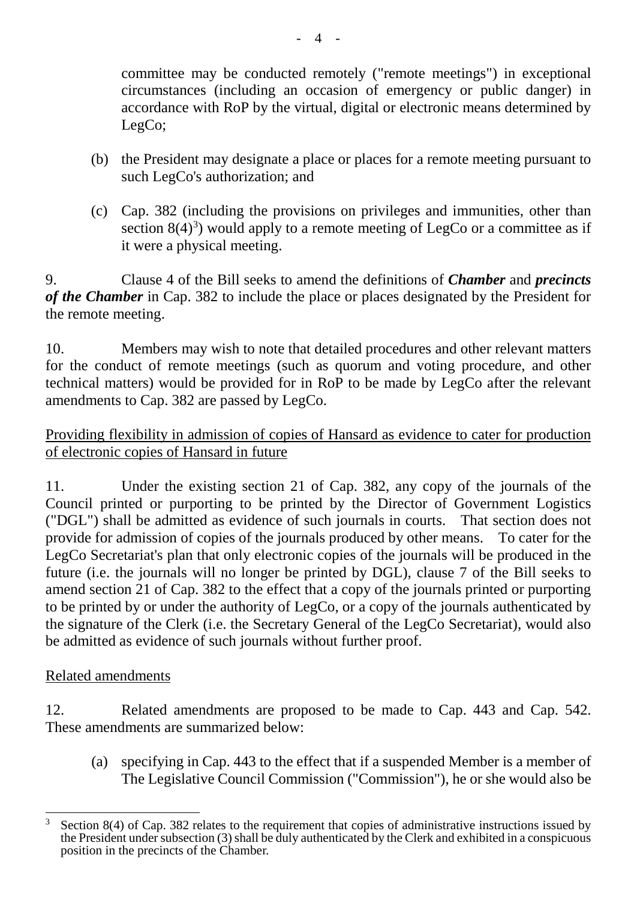committee may be conducted remotely ("remote meetings") in exceptional circumstances (including an occasion of emergency or public danger) in accordance with RoP by the virtual, digital or electronic means determined by LegCo;

(b) the President may designate a place or places for a remote meeting pursuant to such LegCo's authorization; and

(c) Cap. 382 (including the provisions on privileges and immunities, other than section 8(4)[3]) would apply to a remote meeting of LegCo or a committee as if it were a physical meeting.

9. Clause 4 of the Bill seeks to amend the definitions of ***Chamber*** and ***precincts of the Chamber*** in Cap. 382 to include the place or places designated by the President for the remote meeting.

10. Members may wish to note that detailed procedures and other relevant matters for the conduct of remote meetings (such as quorum and voting procedure, and other technical matters) would be provided for in RoP to be made by LegCo after the relevant amendments to Cap. 382 are passed by LegCo.

Providing flexibility in admission of copies of Hansard as evidence to cater for production of electronic copies of Hansard in future

11. Under the existing section 21 of Cap. 382, any copy of the journals of the Council printed or purporting to be printed by the Director of Government Logistics ("DGL") shall be admitted as evidence of such journals in courts. That section does not provide for admission of copies of the journals produced by other means. To cater for the LegCo Secretariat's plan that only electronic copies of the journals will be produced in the future (i.e. the journals will no longer be printed by DGL), clause 7 of the Bill seeks to amend section 21 of Cap. 382 to the effect that a copy of the journals printed or purporting to be printed by or under the authority of LegCo, or a copy of the journals authenticated by the signature of the Clerk (i.e. the Secretary General of the LegCo Secretariat), would also be admitted as evidence of such journals without further proof.

Related amendments

12. Related amendments are proposed to be made to Cap. 443 and Cap. 542. These amendments are summarized below:

(a) specifying in Cap. 443 to the effect that if a suspended Member is a member of The Legislative Council Commission ("Commission"), he or she would also be

---

[3] Section 8(4) of Cap. 382 relates to the requirement that copies of administrative instructions issued by the President under subsection (3) shall be duly authenticated by the Clerk and exhibited in a conspicuous position in the precincts of the Chamber.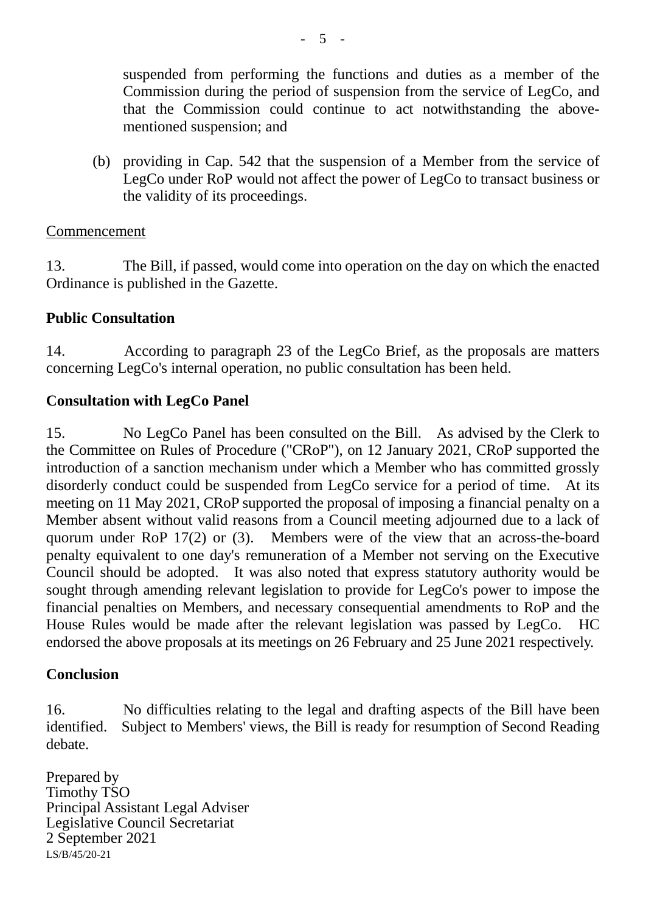suspended from performing the functions and duties as a member of the Commission during the period of suspension from the service of LegCo, and that the Commission could continue to act notwithstanding the above-mentioned suspension; and

(b) providing in Cap. 542 that the suspension of a Member from the service of LegCo under RoP would not affect the power of LegCo to transact business or the validity of its proceedings.

Commencement

13. The Bill, if passed, would come into operation on the day on which the enacted Ordinance is published in the Gazette.

**Public Consultation**

14. According to paragraph 23 of the LegCo Brief, as the proposals are matters concerning LegCo's internal operation, no public consultation has been held.

**Consultation with LegCo Panel**

15. No LegCo Panel has been consulted on the Bill. As advised by the Clerk to the Committee on Rules of Procedure ("CRoP"), on 12 January 2021, CRoP supported the introduction of a sanction mechanism under which a Member who has committed grossly disorderly conduct could be suspended from LegCo service for a period of time. At its meeting on 11 May 2021, CRoP supported the proposal of imposing a financial penalty on a Member absent without valid reasons from a Council meeting adjourned due to a lack of quorum under RoP 17(2) or (3). Members were of the view that an across-the-board penalty equivalent to one day's remuneration of a Member not serving on the Executive Council should be adopted. It was also noted that express statutory authority would be sought through amending relevant legislation to provide for LegCo's power to impose the financial penalties on Members, and necessary consequential amendments to RoP and the House Rules would be made after the relevant legislation was passed by LegCo. HC endorsed the above proposals at its meetings on 26 February and 25 June 2021 respectively.

**Conclusion**

16. No difficulties relating to the legal and drafting aspects of the Bill have been identified. Subject to Members' views, the Bill is ready for resumption of Second Reading debate.

Prepared by
Timothy TSO
Principal Assistant Legal Adviser
Legislative Council Secretariat
2 September 2021
LS/B/45/20-21